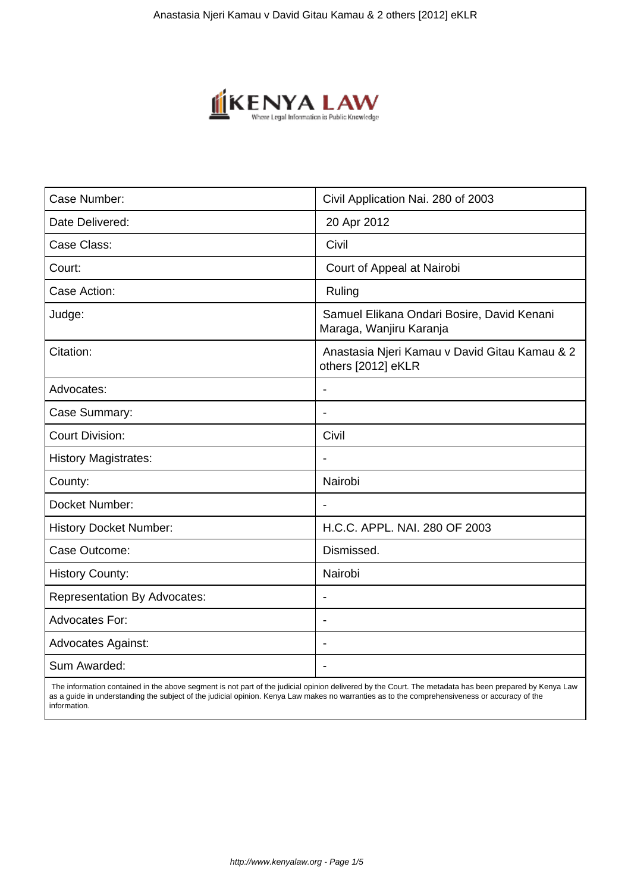| Case Number: | Civil Application Nai. 280 of 2003 |
|---|---|
| Date Delivered: | 20 Apr 2012 |
| Case Class: | Civil |
| Court: | Court of Appeal at Nairobi |
| Case Action: | Ruling |
| Judge: | Samuel Elikana Ondari Bosire, David Kenani Maraga, Wanjiru Karanja |
| Citation: | Anastasia Njeri Kamau v David Gitau Kamau & 2 others [2012] eKLR |
| Advocates: | - |
| Case Summary: | - |
| Court Division: | Civil |
| History Magistrates: | - |
| County: | Nairobi |
| Docket Number: | - |
| History Docket Number: | H.C.C. APPL. NAI. 280 OF 2003 |
| Case Outcome: | Dismissed. |
| History County: | Nairobi |
| Representation By Advocates: | - |
| Advocates For: | - |
| Advocates Against: | - |
| Sum Awarded: | - |

The information contained in the above segment is not part of the judicial opinion delivered by the Court. The metadata has been prepared by Kenya Law as a guide in understanding the subject of the judicial opinion. Kenya Law makes no warranties as to the comprehensiveness or accuracy of the information.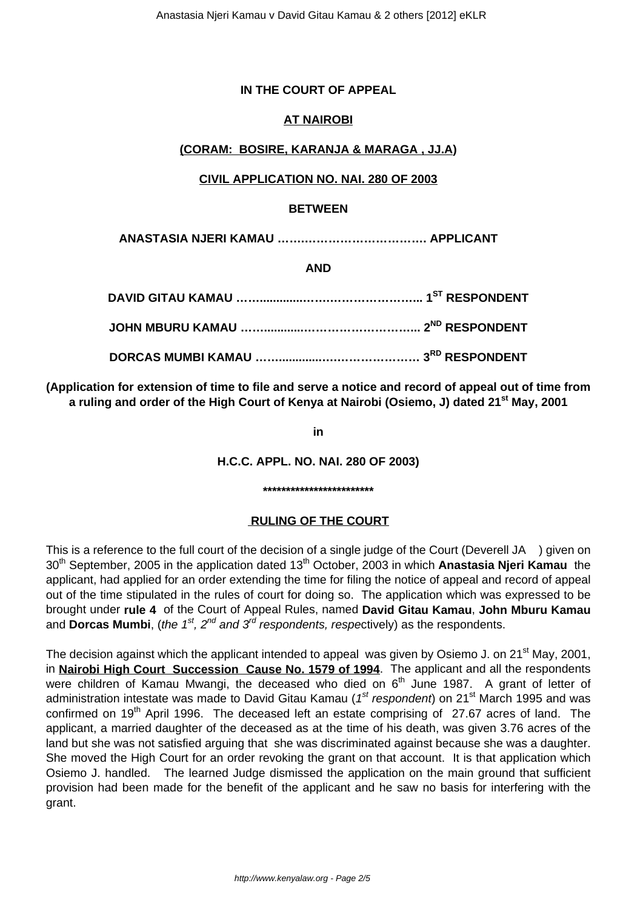**IN THE COURT OF APPEAL**

**AT NAIROBI**

**(CORAM: BOSIRE, KARANJA & MARAGA , JJ.A)**

**CIVIL APPLICATION NO. NAI. 280 OF 2003**

**BETWEEN**

**ANASTASIA NJERI KAMAU ………………………………. APPLICANT**

**AND**

**DAVID GITAU KAMAU ……...............……………………….. 1ST RESPONDENT**

**JOHN MBURU KAMAU ……............………………………... 2ND RESPONDENT**

**DORCAS MUMBI KAMAU ……............…………………… 3RD RESPONDENT**

**(Application for extension of time to file and serve a notice and record of appeal out of time from a ruling and order of the High Court of Kenya at Nairobi (Osiemo, J) dated 21st May, 2001**

**in**

**H.C.C. APPL. NO. NAI. 280 OF 2003)**

**************************

**RULING OF THE COURT**

This is a reference to the full court of the decision of a single judge of the Court (Deverell JA ) given on 30th September, 2005 in the application dated 13th October, 2003 in which **Anastasia Njeri Kamau** the applicant, had applied for an order extending the time for filing the notice of appeal and record of appeal out of the time stipulated in the rules of court for doing so. The application which was expressed to be brought under **rule 4** of the Court of Appeal Rules, named **David Gitau Kamau**, **John Mburu Kamau** and **Dorcas Mumbi**, (*the 1st, 2nd and 3rd respondents, respe*ctively) as the respondents.

The decision against which the applicant intended to appeal was given by Osiemo J. on 21st May, 2001, in **Nairobi High Court Succession Cause No. 1579 of 1994**. The applicant and all the respondents were children of Kamau Mwangi, the deceased who died on 6th June 1987. A grant of letter of administration intestate was made to David Gitau Kamau (*1st respondent*) on 21st March 1995 and was confirmed on 19th April 1996. The deceased left an estate comprising of 27.67 acres of land. The applicant, a married daughter of the deceased as at the time of his death, was given 3.76 acres of the land but she was not satisfied arguing that she was discriminated against because she was a daughter. She moved the High Court for an order revoking the grant on that account. It is that application which Osiemo J. handled. The learned Judge dismissed the application on the main ground that sufficient provision had been made for the benefit of the applicant and he saw no basis for interfering with the grant.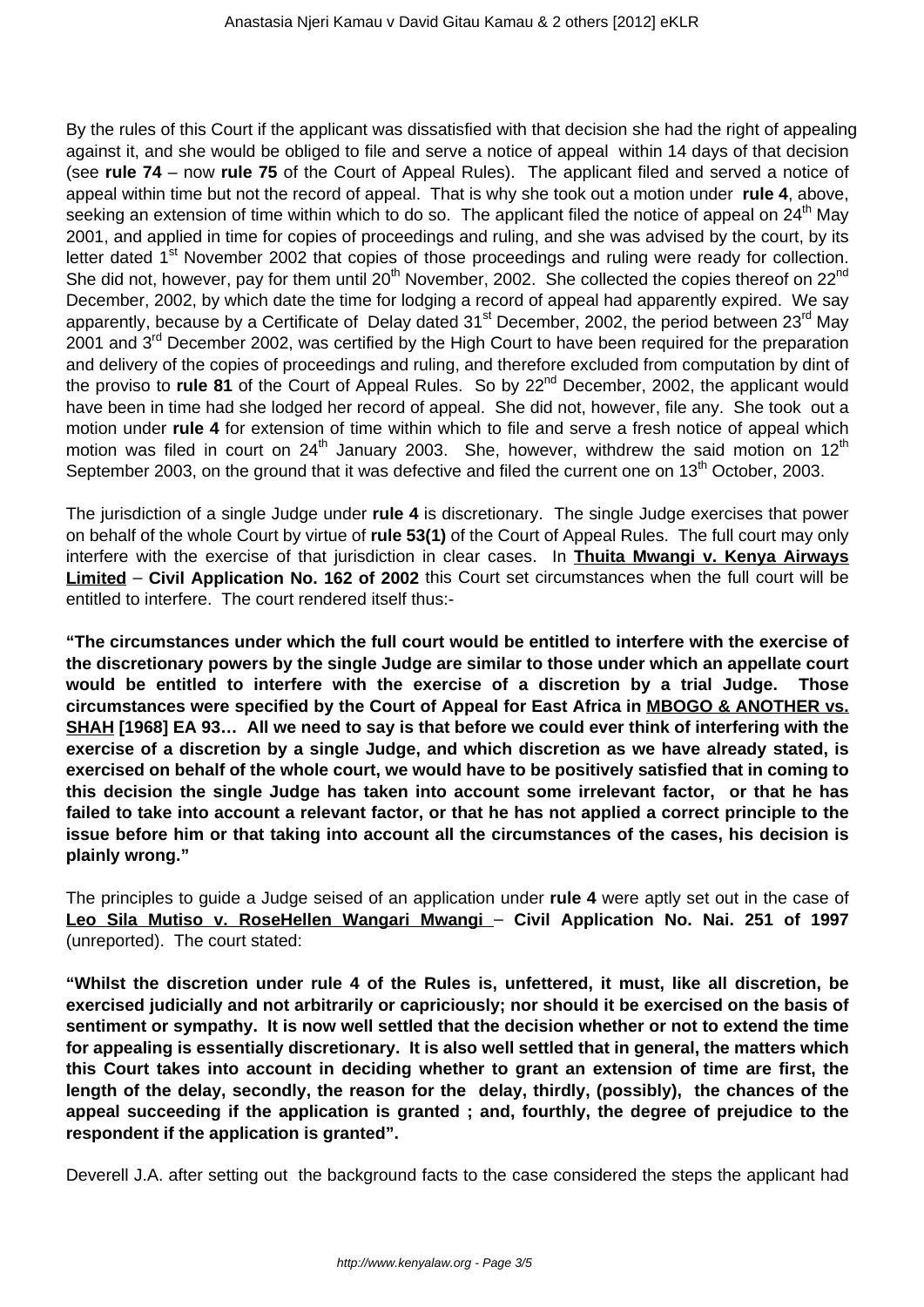By the rules of this Court if the applicant was dissatisfied with that decision she had the right of appealing against it, and she would be obliged to file and serve a notice of appeal within 14 days of that decision (see **rule 74** – now **rule 75** of the Court of Appeal Rules). The applicant filed and served a notice of appeal within time but not the record of appeal. That is why she took out a motion under **rule 4**, above, seeking an extension of time within which to do so. The applicant filed the notice of appeal on 24th May 2001, and applied in time for copies of proceedings and ruling, and she was advised by the court, by its letter dated 1st November 2002 that copies of those proceedings and ruling were ready for collection. She did not, however, pay for them until 20th November, 2002. She collected the copies thereof on 22nd December, 2002, by which date the time for lodging a record of appeal had apparently expired. We say apparently, because by a Certificate of Delay dated 31st December, 2002, the period between 23rd May 2001 and 3rd December 2002, was certified by the High Court to have been required for the preparation and delivery of the copies of proceedings and ruling, and therefore excluded from computation by dint of the proviso to **rule 81** of the Court of Appeal Rules. So by 22nd December, 2002, the applicant would have been in time had she lodged her record of appeal. She did not, however, file any. She took out a motion under **rule 4** for extension of time within which to file and serve a fresh notice of appeal which motion was filed in court on 24th January 2003. She, however, withdrew the said motion on 12th September 2003, on the ground that it was defective and filed the current one on 13th October, 2003.

The jurisdiction of a single Judge under **rule 4** is discretionary. The single Judge exercises that power on behalf of the whole Court by virtue of **rule 53(1)** of the Court of Appeal Rules. The full court may only interfere with the exercise of that jurisdiction in clear cases. In **Thuita Mwangi v. Kenya Airways Limited** – **Civil Application No. 162 of 2002** this Court set circumstances when the full court will be entitled to interfere. The court rendered itself thus:-

**"The circumstances under which the full court would be entitled to interfere with the exercise of the discretionary powers by the single Judge are similar to those under which an appellate court would be entitled to interfere with the exercise of a discretion by a trial Judge. Those circumstances were specified by the Court of Appeal for East Africa in MBOGO & ANOTHER vs. SHAH [1968] EA 93… All we need to say is that before we could ever think of interfering with the exercise of a discretion by a single Judge, and which discretion as we have already stated, is exercised on behalf of the whole court, we would have to be positively satisfied that in coming to this decision the single Judge has taken into account some irrelevant factor, or that he has failed to take into account a relevant factor, or that he has not applied a correct principle to the issue before him or that taking into account all the circumstances of the cases, his decision is plainly wrong."**

The principles to guide a Judge seised of an application under **rule 4** were aptly set out in the case of **Leo Sila Mutiso v. RoseHellen Wangari Mwangi** – **Civil Application No. Nai. 251 of 1997** (unreported). The court stated:

**"Whilst the discretion under rule 4 of the Rules is, unfettered, it must, like all discretion, be exercised judicially and not arbitrarily or capriciously; nor should it be exercised on the basis of sentiment or sympathy. It is now well settled that the decision whether or not to extend the time for appealing is essentially discretionary. It is also well settled that in general, the matters which this Court takes into account in deciding whether to grant an extension of time are first, the length of the delay, secondly, the reason for the delay, thirdly, (possibly), the chances of the appeal succeeding if the application is granted ; and, fourthly, the degree of prejudice to the respondent if the application is granted".**

Deverell J.A. after setting out the background facts to the case considered the steps the applicant had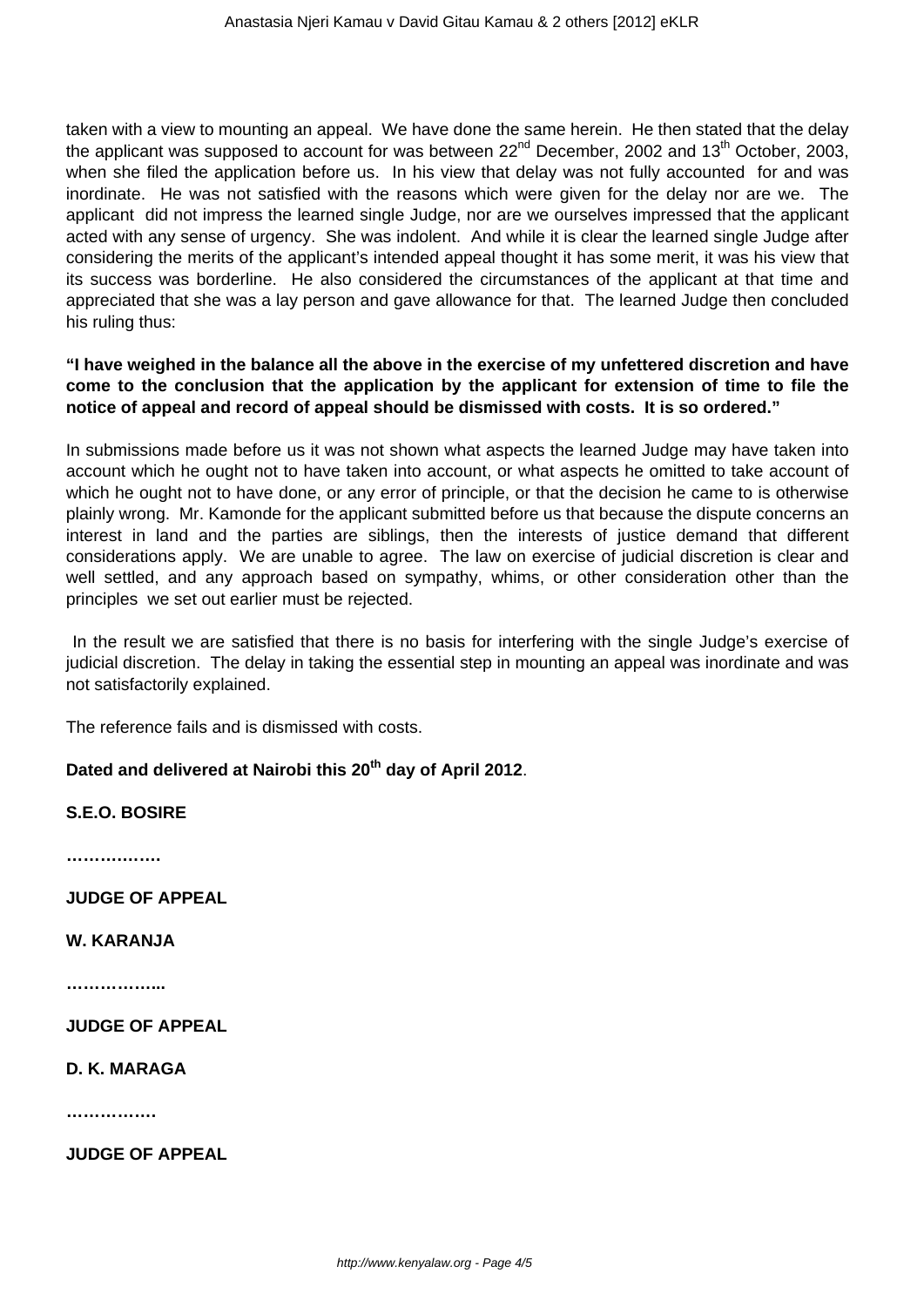taken with a view to mounting an appeal. We have done the same herein. He then stated that the delay the applicant was supposed to account for was between 22nd December, 2002 and 13th October, 2003, when she filed the application before us. In his view that delay was not fully accounted for and was inordinate. He was not satisfied with the reasons which were given for the delay nor are we. The applicant did not impress the learned single Judge, nor are we ourselves impressed that the applicant acted with any sense of urgency. She was indolent. And while it is clear the learned single Judge after considering the merits of the applicant's intended appeal thought it has some merit, it was his view that its success was borderline. He also considered the circumstances of the applicant at that time and appreciated that she was a lay person and gave allowance for that. The learned Judge then concluded his ruling thus:

**"I have weighed in the balance all the above in the exercise of my unfettered discretion and have come to the conclusion that the application by the applicant for extension of time to file the notice of appeal and record of appeal should be dismissed with costs. It is so ordered."**

In submissions made before us it was not shown what aspects the learned Judge may have taken into account which he ought not to have taken into account, or what aspects he omitted to take account of which he ought not to have done, or any error of principle, or that the decision he came to is otherwise plainly wrong. Mr. Kamonde for the applicant submitted before us that because the dispute concerns an interest in land and the parties are siblings, then the interests of justice demand that different considerations apply. We are unable to agree. The law on exercise of judicial discretion is clear and well settled, and any approach based on sympathy, whims, or other consideration other than the principles we set out earlier must be rejected.

In the result we are satisfied that there is no basis for interfering with the single Judge's exercise of judicial discretion. The delay in taking the essential step in mounting an appeal was inordinate and was not satisfactorily explained.

The reference fails and is dismissed with costs.

**Dated and delivered at Nairobi this 20th day of April 2012**.

**S.E.O. BOSIRE**

**…………….**

**JUDGE OF APPEAL**

**W. KARANJA**

**……………..**

**JUDGE OF APPEAL**

**D. K. MARAGA**

**…………….**

**JUDGE OF APPEAL**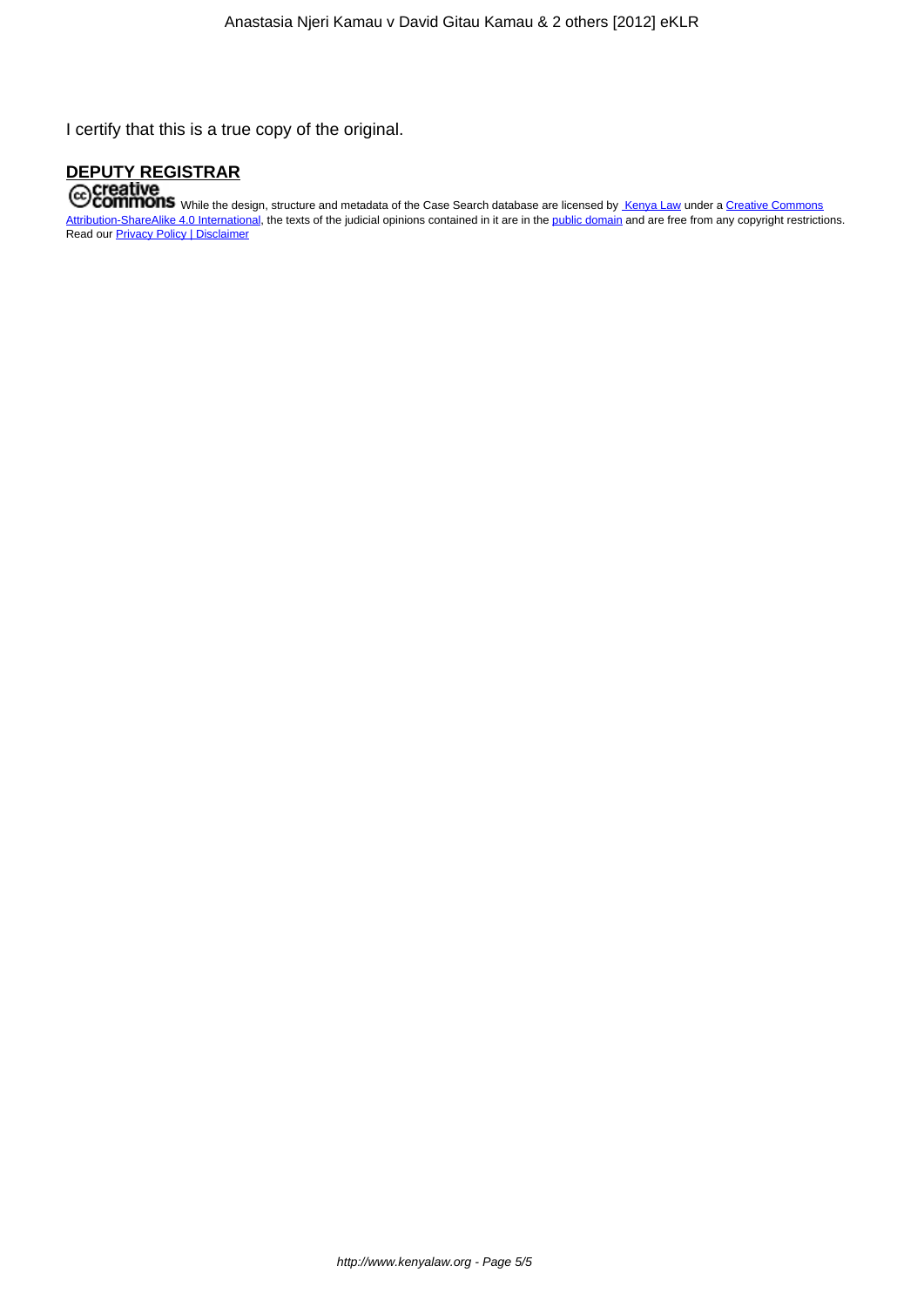I certify that this is a true copy of the original.

**DEPUTY REGISTRAR**

creative commons While the design, structure and metadata of the Case Search database are licensed by Kenya Law under a Creative Commons Attribution-ShareAlike 4.0 International, the texts of the judicial opinions contained in it are in the public domain and are free from any copyright restrictions. Read our Privacy Policy | Disclaimer